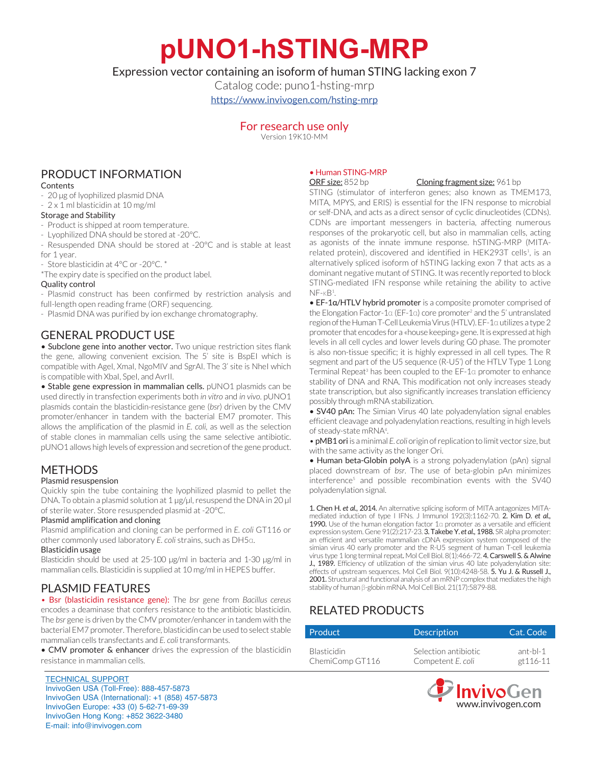# pUNO1-hSTING-MRP

Expression vector containing an isoform of human STING lacking exon 7

Catalog code: puno1-hsting-mrp

https://www.invivogen.com/hsting-mrp

For research use only

Version 19K10-MM

## PRODUCT INFORMATION

### Contents

- 20 µg of lyophilized plasmid DNA
- 2 x 1 ml blasticidin at 10 mg/ml

### Storage and Stability

- Product is shipped at room temperature.
- Lyophilized DNA should be stored at -20°C.
- Resuspended DNA should be stored at -20°C and is stable at least for 1 year.
- Store blasticidin at 4°C or -20°C. *

*The expiry date is specified on the product label.

### Quality control

- Plasmid construct has been confirmed by restriction analysis and full-length open reading frame (ORF) sequencing.
- Plasmid DNA was purified by ion exchange chromatography.

## GENERAL PRODUCT USE

• **Subclone gene into another vector.** Two unique restriction sites flank the gene, allowing convenient excision. The 5' site is BspEI which is compatible with AgeI, XmaI, NgoMIV and SgrAI. The 3' site is NheI which is compatible with XbaI, SpeI, and AvrII.

• **Stable gene expression in mammalian cells.** pUNO1 plasmids can be used directly in transfection experiments both *in vitro* and *in vivo*. pUNO1 plasmids contain the blasticidin-resistance gene (*bsr*) driven by the CMV promoter/enhancer in tandem with the bacterial EM7 promoter. This allows the amplification of the plasmid in *E. coli*, as well as the selection of stable clones in mammalian cells using the same selective antibiotic. pUNO1 allows high levels of expression and secretion of the gene product.

## METHODS

### Plasmid resuspension

Quickly spin the tube containing the lyophilized plasmid to pellet the DNA. To obtain a plasmid solution at 1 µg/µl, resuspend the DNA in 20 µl of sterile water. Store resuspended plasmid at -20°C.

### Plasmid amplification and cloning

Plasmid amplification and cloning can be performed in *E. coli* GT116 or other commonly used laboratory *E. coli* strains, such as DH5α.

### Blasticidin usage

Blasticidin should be used at 25-100 µg/ml in bacteria and 1-30 µg/ml in mammalian cells. Blasticidin is supplied at 10 mg/ml in HEPES buffer.

## PLASMID FEATURES

• **Bsr (blasticidin resistance gene):** The *bsr* gene from *Bacillus cereus* encodes a deaminase that confers resistance to the antibiotic blasticidin. The *bsr* gene is driven by the CMV promoter/enhancer in tandem with the bacterial EM7 promoter. Therefore, blasticidin can be used to select stable mammalian cells transfectants and *E. coli* transformants.

• **CMV promoter & enhancer** drives the expression of the blasticidin resistance in mammalian cells.

• **Human STING-MRP**

ORF size: 852 bp Cloning fragment size: 961 bp

STING (stimulator of interferon genes; also known as TMEM173, MITA, MPYS, and ERIS) is essential for the IFN response to microbial or self-DNA, and acts as a direct sensor of cyclic dinucleotides (CDNs). CDNs are important messengers in bacteria, affecting numerous responses of the prokaryotic cell, but also in mammalian cells, acting as agonists of the innate immune response. hSTING-MRP (MITA-related protein), discovered and identified in HEK293T cells[1], is an alternatively spliced isoform of hSTING lacking exon 7 that acts as a dominant negative mutant of STING. It was recently reported to block STING-mediated IFN response while retaining the ability to active NF-κB[1].

• **EF-1α/HTLV hybrid promoter** is a composite promoter comprised of the Elongation Factor-1α (EF-1α) core promoter[2] and the 5' untranslated region of the Human T-Cell Leukemia Virus (HTLV). EF-1α utilizes a type 2 promoter that encodes for a «house keeping» gene. It is expressed at high levels in all cell cycles and lower levels during G0 phase. The promoter is also non-tissue specific; it is highly expressed in all cell types. The R segment and part of the U5 sequence (R-U5') of the HTLV Type 1 Long Terminal Repeat[3] has been coupled to the EF-1α promoter to enhance stability of DNA and RNA. This modification not only increases steady state transcription, but also significantly increases translation efficiency possibly through mRNA stabilization.

• **SV40 pAn:** The Simian Virus 40 late polyadenylation signal enables efficient cleavage and polyadenylation reactions, resulting in high levels of steady-state mRNA[4].

• **pMB1 ori** is a minimal *E. coli* origin of replication to limit vector size, but with the same activity as the longer Ori.

• **Human beta-Globin polyA** is a strong polyadenylation (pAn) signal placed downstream of *bsr*. The use of beta-globin pAn minimizes interference[5] and possible recombination events with the SV40 polyadenylation signal.

**1. Chen H. *et al.*, 2014.** An alternative splicing isoform of MITA antagonizes MITA-mediated induction of type I IFNs. J Immunol 192(3):1162-70. **2. Kim D. *et al.*, 1990.** Use of the human elongation factor 1α promoter as a versatile and efficient expression system. Gene 91(2):217-23. **3. Takebe Y. *et al.*, 1988.** SR alpha promoter: an efficient and versatile mammalian cDNA expression system composed of the simian virus 40 early promoter and the R-U5 segment of human T-cell leukemia virus type 1 long terminal repeat. Mol Cell Biol. 8(1):466-72. **4. Carswell S. & Alwine J., 1989.** Efficiency of utilization of the simian virus 40 late polyadenylation site: effects of upstream sequences. Mol Cell Biol. 9(10):4248-58. **5. Yu J. & Russell J., 2001.** Structural and functional analysis of an mRNP complex that mediates the high stability of human β-globin mRNA. Mol Cell Biol. 21(17):5879-88.

## RELATED PRODUCTS

| Product | Description | Cat. Code |
|---|---|---|
| Blasticidin | Selection antibiotic | ant-bl-1 |
| ChemiComp GT116 | Competent *E. coli* | gt116-11 |

TECHNICAL SUPPORT
InvivoGen USA (Toll-Free): 888-457-5873
InvivoGen USA (International): +1 (858) 457-5873
InvivoGen Europe: +33 (0) 5-62-71-69-39
InvivoGen Hong Kong: +852 3622-3480
E-mail: info@invivogen.com

InvivoGen
www.invivogen.com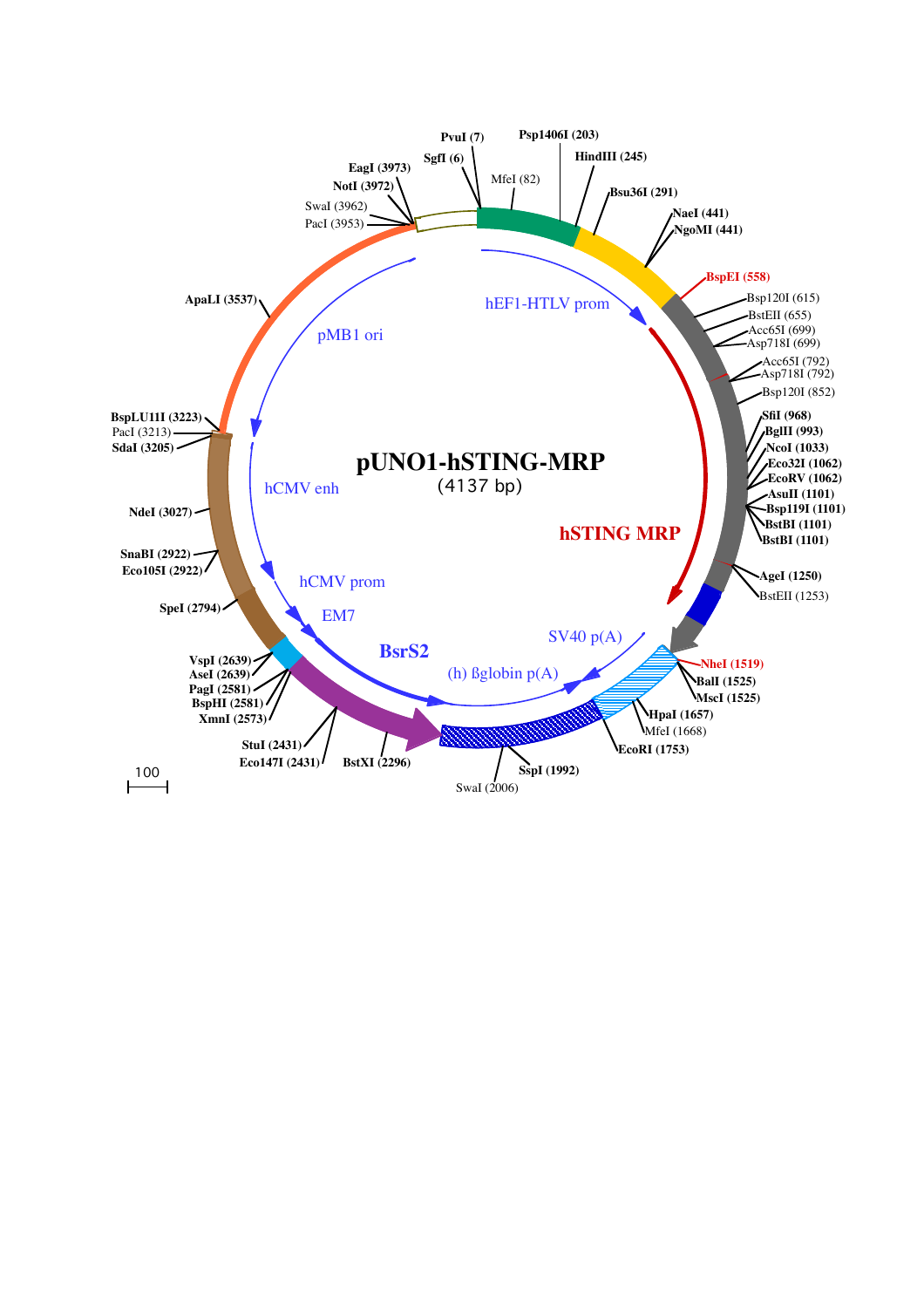# pUNO1-hSTING-MRP

(4137 bp)

- PvuI (7)
- SgfI (6)
- MfeI (82)
- Psp1406I (203)
- HindIII (245)
- Bsu36I (291)
- NaeI (441)
- NgoMI (441)
- BspEI (558)
- Bsp120I (615)
- BstEII (655)
- Acc65I (699)
- Asp718I (699)
- Acc65I (792)
- Asp718I (792)
- Bsp120I (852)
- SfiI (968)
- BglII (993)
- NcoI (1033)
- Eco32I (1062)
- EcoRV (1062)
- AsuII (1101)
- Bsp119I (1101)
- BstBI (1101)
- BstBI (1101)
- AgeI (1250)
- BstEII (1253)
- NheI (1519)
- BalI (1525)
- MscI (1525)
- HpaI (1657)
- MfeI (1668)
- EcoRI (1753)
- SspI (1992)
- SwaI (2006)
- BstXI (2296)
- StuI (2431)
- Eco147I (2431)
- XmnI (2573)
- BspHI (2581)
- PagI (2581)
- AseI (2639)
- VspI (2639)
- SpeI (2794)
- SnaBI (2922)
- Eco105I (2922)
- NdeI (3027)
- SdaI (3205)
- PacI (3213)
- BspLU11I (3223)
- ApaLI (3537)
- PacI (3953)
- SwaI (3962)
- NotI (3972)
- EagI (3973)

Features: hEF1-HTLV prom, hSTING MRP, SV40 p(A), (h) ßglobin p(A), BsrS2, EM7, hCMV prom, hCMV enh, pMB1 ori

100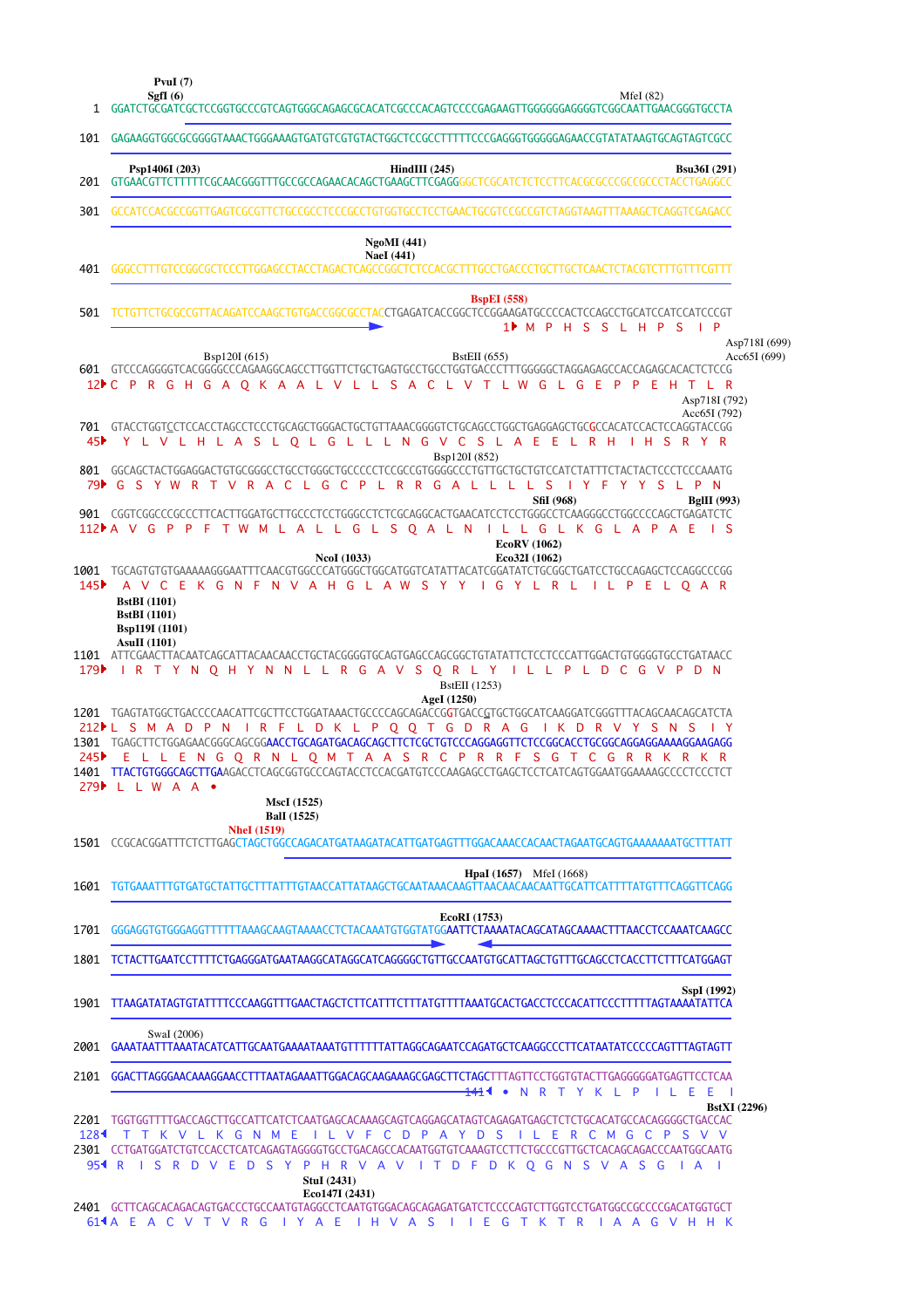```
                Sgf1 (6)  PvuI (7)                                                                          MfeI (82)
   1  GGATCTGCGATCGCTCCGGTGCCCGTCAGTGGGCAGAGCGCACATCGCCCACAGTCCCCGAGAAGTTGGGGGGAGGGGTCGGCAATTGAACGGGTGCCTA

 101  GAGAAGGTGGCGCGGGGTAAACTGGGAAAGTGATGTCGTGTACTGGCTCCGCCTTTTTCCCGAGGGTGGGGGAGAACCGTATATAAGTGCAGTAGTCGCC

      Psp1406I (203)                                 HindIII (245)                                         Bsu36I (291)
 201  GTGAACGTTCTTTTTCGCAACGGGTTTGCCGCCAGAACACAGCTGAAGCTTCGAGGGGCTCGCATCTCTCCTTCACGCGCCCGCCGCCCTACCTGAGGCC

 301  GCCATCCACGCCGGTTGAGTCGCGTTCTGCCGCCTCCCGCCTGTGGTGCCTCCTGAACTGCGTCCGCCGTCTAGGTAAGTTTAAAGCTCAGGTCGAGACC

                                         NgoMI (441)
                                         NaeI (441)
 401  GGGCCTTTGTCCGGCGCTCCCTTGGAGCCTACCTAGACTCAGCCGGCTCTCCACGCTTTGCCTGACCCTGCTTGCTCAACTCTACGTCTTTGTTTCGTT

                                                         BspEI (558)
 501  TCTGTTCTGCGCCGTTACAGATCCAAGCTGTGACCGGCGCCTACCTGAGATCACCGGCTCCGGAAGATGCCCCACTCCAGCCTGCATCCATCCATCCCGT
                                                                       1▶ M  P  H  S  S  L  H  P  S  I  P

                               Bsp120I (615)                      BstEII (655)                             Asp718I (699)
                                                                                                           Acc65I (699)
 601  GTCCCAGGGGTCACGGGGCCCAGAAGGCAGCCTTGGTTCTGCTGAGTGCCTGCCTGGTGACCCTTTGGGGGCTAGGAGAGCCACCAGAGCACACTCTCCG
 12▶  C  P  R  G  H  G  A  Q  K  A  A  L  V  L  L  S  A  C  L  V  T  L  W  G  L  G  E  P  P  E  H  T  L  R

                                                                                                           Asp718I (792)
                                                                                                           Acc65I (792)
 701  GTACCTGGTCCTCCACCTAGCCTCCCTGCAGCTGGGACTGCTGTTAAACGGGGTCTGCAGCCTGGCTGAGGAGCTGCGCCACATCCACTCCAGGTACCGG
 45▶    Y  L  V  L  H  L  A  S  L  Q  L  G  L  L  L  N  G  V  C  S  L  A  E  E  L  R  H  I  H  S  R  Y  R

                                                                   Bsp120I (852)
 801  GGCAGCTACTGGAGGACTGTGCGGGCCTGCCTGGGCTGCCCCCTCCGCCGTGGGGCCCTGTTGCTGCTGTCCATCTATTTCTACTACTCCCTCCCAAATG
 79▶  G  S  Y  W  R  T  V  R  A  C  L  G  C  P  L  R  R  G  A  L  L  L  L  S  I  Y  F  Y  Y  S  L  P  N

                                                                               SfiI (968)         BglII (993)
 901  CGGTCGGCCCGCCCTTCACTTGGATGCTTGCCCTCCTGGGCCTCTCGCAGGCACTGAACATCCTCCTGGGCCTCAAGGGCCTGGCCCCAGCTGAGATCTC
112▶  A  V  G  P  P  F  T  W  M  L  A  L  L  G  L  S  Q  A  L  N  I  L  L  G  L  K  G  L  A  P  A  E  I  S

                                                                              EcoRV (1062)
                                          NcoI (1033)                         Eco32I (1062)
1001  TGCAGTGTGTGAAAAAGGGAATTTCAACGTGGCCCATGGGCTGGCATGGTCATATTACATCGGATATCTGCGGCTGATCCTGCCAGAGCTCCAGGCCCGG
145▶    A  V  C  E  K  G  N  F  N  V  A  H  G  L  A  W  S  Y  Y  I  G  Y  L  R  L  I  L  P  E  L  Q  A  R

      BstBI (1101)
      BstBI (1101)
      Bsp119I (1101)
      AsuII (1101)
1101  ATTCGAACTTACAATCAGCATTACAACAACCTGCTACGGGGTGCAGTGAGCCAGCGGCTGTATATTCTCCTCCCATTGGACTGTGGGGTGCCTGATAACC
179▶    I  R  T  Y  N  Q  H  Y  N  N  L  L  R  G  A  V  S  Q  R  L  Y  I  L  L  P  L  D  C  G  V  P  D  N

                                                                 BstEII (1253)
                                                      AgeI (1250)
1201  TGAGTATGGCTGACCCCAACATTCGCTTCCTGGATAAACTGCCCCAGCAGACCGGTGACCGTGCTGGCATCAAGGATCGGGTTTACAGCAACAGCATCTA
212▶  L  S  M  A  D  P  N  I  R  F  L  D  K  L  P  Q  Q  T  G  D  R  A  G  I  K  D  R  V  Y  S  N  S  I  Y
1301  TGAGCTTCTGGAGAACGGGCAGCGGAACCTGCAGATGACAGCAGCTTCTCGCTGTCCCAGGAGGTTCTCCGGCACCTGCGGCAGGAGGAAAAGGAAGAGG
245▶    E  L  L  E  N  G  Q  R  N  L  Q  M  T  A  A  S  R  C  P  R  R  F  S  G  T  C  G  R  R  K  R  K  R
1401  TTACTGTGGGCAGCTTGAAGACCTCAGCGGTGCCCAGTACCTCCACGATGTCCCAAGAGCCTGAGCTCCTCATCAGTGGAATGGAAAAGCCCCTCCCTCT
279▶  L  L  W  A  A  •

                                    MscI (1525)
                                    BalI (1525)
                              NheI (1519)
1501  CCGCACGGATTTCTCTTGAGCTAGCTGGCCAGACATGATAAGATACATTGATGAGTTTGGACAAACCACAACTAGAATGCAGTGAAAAAAATGCTTTATT

                                                                    HpaI (1657)  MfeI (1668)
1601  TGTGAAATTTGTGATGCTATTGCTTTATTTGTAACCATTATAAGCTGCAATAAACAAGTTAACAACAACAATTGCATTCATTTTATGTTTCAGGTTCAGG

                                                                    EcoRI (1753)
1701  GGGAGGTGTGGGAGGTTTTTTAAAGCAAGTAAAACCTCTACAAATGTGGTATGGAATTCTAAAATACAGCATAGCAAAACTTTAACCTCCAAATCAAGCC

1801  TCTACTTGAATCCTTTTCTGAGGGATGAATAAGGCATAGGCATCAGGGGCTGTTGCCAATGTGCATTAGCTGTTTGCAGCCTCACCTTCTTTCATGGAGT

                                                                                                       SspI (1992)
1901  TTAAGATATAGTGTATTTTCCCAAGGTTTGAACTAGCTCTTCATTTCTTTATGTTTTAAATGCACTGACCTCCCACATTCCCTTTTTAGTAAAATATTCA

         SwaI (2006)
2001  GAAATAATTTAAATACATCATTGCAATGAAAATAAATGTTTTTTATTAGGCAGAATCCAGATGCTCAAGGCCCTTCATAATATCCCCCAGTTTAGTAGTT

2101  GGACTTAGGGAACAAAGGAACCTTTAATAGAAATTGGACAGCAAGAAAGCGAGCTTCTAGCTTTAGTTCCTGGTGTACTTGAGGGGGGATGAGTTCCTCAA
                                                                     141◀  •  N  R  T  Y  K  L  P  I  L  E  E  I
                                                                                                       BstXI (2296)
2201  TGGTGGTTTTGACCAGCTTGCCATTCATCTCAATGAGCACAAAGCAGTCAGGAGCATAGTCAGAGATGAGCTCTCTGCACATGCCACAGGGGCTGACCAC
128◀    T  T  K  V  L  K  G  N  M  E  I  L  V  F  C  D  P  A  Y  D  S  I  L  E  R  C  M  G  C  P  S  V  V
2301  CCTGATGGATCTGTCCACCTCATCAGAGTAGGGGTGCCTGACAGCCACAATGGTGTCAAAGTCCTTCTGCCCGTTGCTCACAGCAGACCCAATGGCAATG
 95◀  R  I  S  R  D  V  E  D  S  Y  P  H  R  V  A  V  I  T  D  F  D  K  Q  G  N  S  V  A  S  G  I  A  I

                                        StuI (2431)
                                        Eco147I (2431)
2401  GCTTCAGCACAGACAGTGACCCTGCCAATGTAGGCCTCAATGTGGACAGCAGAGATGATCTCCCCAGTCTTGGTCCTGATGGCCGCCCCGACATGGTGCT
 61◀  A  E  A  C  V  T  V  R  G  I  Y  A  E  I  H  V  A  S  I  I  E  G  T  K  T  R  I  A  A  G  V  H  H  K
```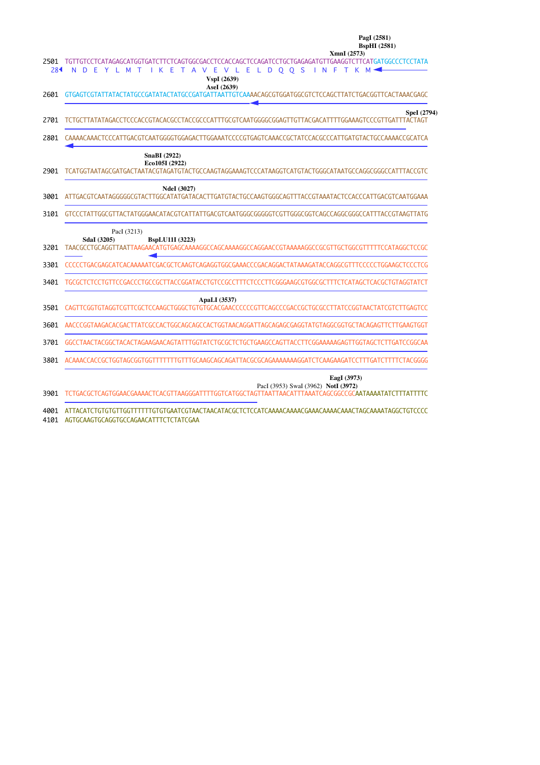```
                                                                                     PagI (2581)
                                                                                     BspHI (2581)
                                                                              XmnI (2573)
2501  TGTTGTCCTCATAGAGCATGGTGATCTTCTCAGTGGCGACCTCCACCAGCTCCAGATCCTGCTGAGAGATGTTGAAGGTCTTCATGATGGCCCTCCTATA
  28◄  N  D  E  Y  L  M  T   I  K  E  T  A  V  E  V  L  E  L  D  Q  Q  S   I  N  F  T  K  M◄
                                                 VspI (2639)
                                                 AseI (2639)
2601  GTGAGTCGTATTATACTATGCCGATATACTATGCCGATGATTAATTGTCAAAACAGCGTGGATGGCGTCTCCAGCTTATCTGACGGTTCACTAAACGAGC

                                                                                                  SpeI (2794)
2701  TCTGCTTATATAGACCTCCCACCGTACACGCCTACCGCCCATTTGCGTCAATGGGGCGGAGTTGTTACGACATTTTGGAAAGTCCCGTTGATTTACTAGT

2801  CAAAACAAACTCCCATTGACGTCAATGGGGTGGAGACTTGGAAATCCCCGTGAGTCAAACCGCTATCCACGCCCATTGATGTACTGCCAAAACCGCATCA

                                    SnaBI (2922)
                                    Eco105I (2922)
2901  TCATGGTAATAGCGATGACTAATACGTAGATGTACTGCCAAGTAGGAAAGTCCCATAAGGTCATGTACTGGGCATAATGCCAGGCGGGCCATTTACCGTC

                                         NdeI (3027)
3001  ATTGACGTCAATAGGGGGCGTACTTGGCATATGATACACTTGATGTACTGCCAAGTGGGCAGTTTACCGTAAATACTCCACCCATTGACGTCAATGGAA

3101  GTCCCTATTGGCGTTACTATGGGAACATACGTCATTATTGACGTCAATGGGCGGGGGTCGTTGGGCGGTCAGCCAGGCGGGCCATTTACCGTAAGTTATG

                          PacI (3213)
                   SdaI (3205)        BspLU11I (3223)
3201  TAACGCCTGCAGGTTAATTAAGAACATGTGAGCAAAAGGCCAGCAAAAGGCCAGGAACCGTAAAAAGGCCGCGTTGCTGGCGTTTTTCCATAGGCTCCGC

3301  CCCCCTGACGAGCATCACAAAAATCGACGCTCAAGTCAGAGGTGGCGAAACCCGACAGGACTATAAAGATACCAGGCGTTTCCCCCTGGAAGCTCCCTCG

3401  TGCGCTCTCCTGTTCCGACCCTGCCGCTTACCGGATACCTGTCCGCCTTTCTCCCTTCGGGAAGCGTGGCGCTTTCTCATAGCTCACGCTGTAGGTATCT

                                              ApaLI (3537)
3501  CAGTTCGGTGTAGGTCGTTCGCTCCAAGCTGGGCTGTGTGCACGAACCCCCCGTTCAGCCCGACCGCTGCGCCTTATCCGGTAACTATCGTCTTGAGTCC

3601  AACCCGGTAAGACACGACTTATCGCCACTGGCAGCAGCCACTGGTAACAGGATTAGCAGAGCGAGGTATGTAGGCGGTGCTACAGAGTTCTTGAAGTGGT

3701  GGCCTAACTACGGCTACACTAGAAGAACAGTATTTGGTATCTGCGCTCTGCTGAAGCCAGTTACCTTCGGAAAAAGAGTTGGTAGCTCTTGATCCGGCAA

3801  ACAAACCACCGCTGGTAGCGGTGGTTTTTTTGTTTGCAAGCAGCAGATTACGCGCAGAAAAAAAGGATCTCAAGAAGATCCTTTGATCTTTTCTACGGGG

                                                                              EagI (3973)
                                                             PacI (3953) SwaI (3962)  NotI (3972)
3901  TCTGACGCTCAGTGGAACGAAAACTCACGTTAAGGGATTTTGGTCATGGCTAGTTAATTAACATTTAAATCAGCGGCCGCAATAAAATATCTTTATTTTC

4001  ATTACATCTGTGTGTTGGTTTTTTGTGTGAATCGTAACTAACATACGCTCTCCATCAAAACAAAACGAAACAAAACAAACTAGCAAAATAGGCTGTCCCC
4101  AGTGCAAGTGCAGGTGCCAGAACATTTCTCTATCGAA
```